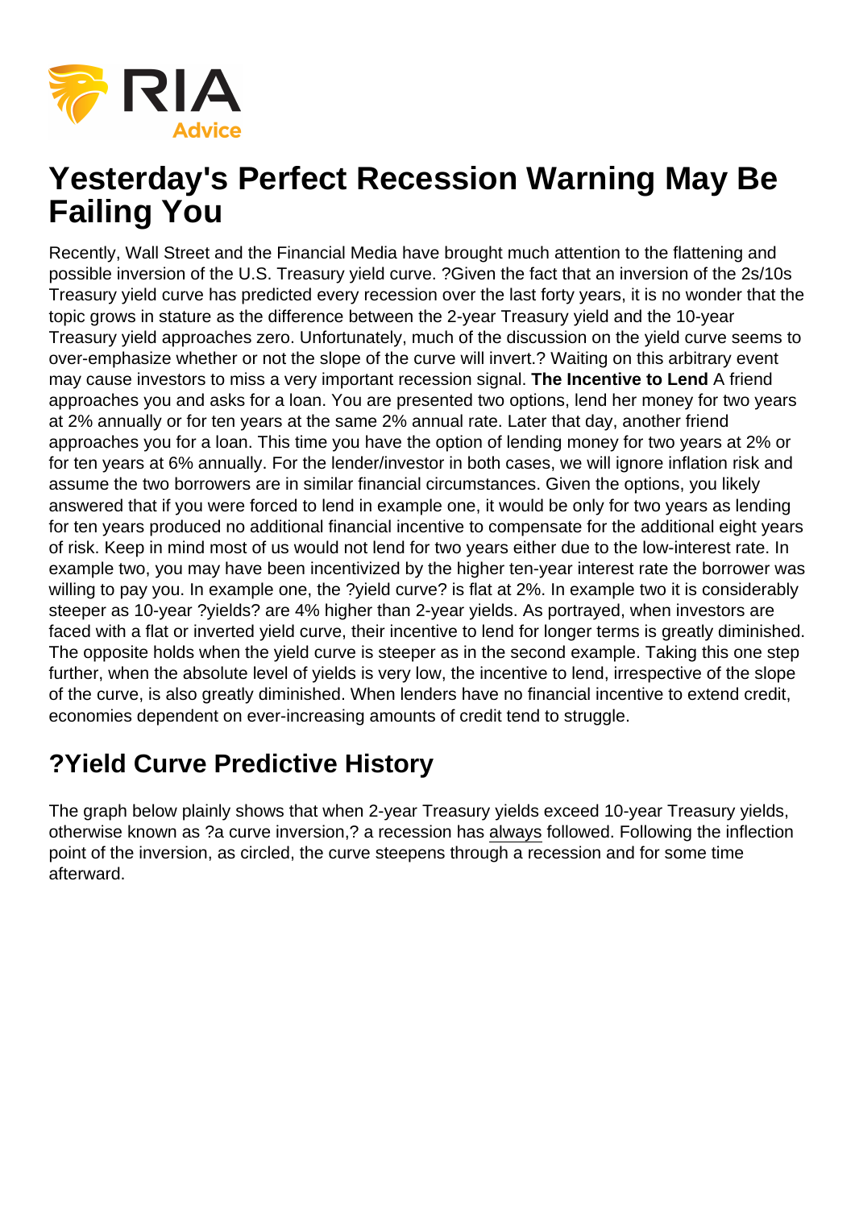# Yesterday's Perfect Recession Warning May Be Failing You

Recently, Wall Street and the Financial Media have brought much attention to the flattening and possible inversion of the U.S. Treasury yield curve. ?Given the fact that an inversion of the 2s/10s Treasury yield curve has predicted every recession over the last forty years, it is no wonder that the topic grows in stature as the difference between the 2-year Treasury yield and the 10-year Treasury yield approaches zero. Unfortunately, much of the discussion on the yield curve seems to over-emphasize whether or not the slope of the curve will invert.? Waiting on this arbitrary event may cause investors to miss a very important recession signal. **The Incentive to Lend** A friend approaches you and asks for a loan. You are presented two options, lend her money for two years at 2% annually or for ten years at the same 2% annual rate. Later that day, another friend approaches you for a loan. This time you have the option of lending money for two years at 2% or for ten years at 6% annually. For the lender/investor in both cases, we will ignore inflation risk and assume the two borrowers are in similar financial circumstances. Given the options, you likely answered that if you were forced to lend in example one, it would be only for two years as lending for ten years produced no additional financial incentive to compensate for the additional eight years of risk. Keep in mind most of us would not lend for two years either due to the low-interest rate. In example two, you may have been incentivized by the higher ten-year interest rate the borrower was willing to pay you. In example one, the ?yield curve? is flat at 2%. In example two it is considerably steeper as 10-year ?yields? are 4% higher than 2-year yields. As portrayed, when investors are faced with a flat or inverted yield curve, their incentive to lend for longer terms is greatly diminished. The opposite holds when the yield curve is steeper as in the second example. Taking this one step further, when the absolute level of yields is very low, the incentive to lend, irrespective of the slope of the curve, is also greatly diminished. When lenders have no financial incentive to extend credit, economies dependent on ever-increasing amounts of credit tend to struggle.

## ?Yield Curve Predictive History

The graph below plainly shows that when 2-year Treasury yields exceed 10-year Treasury yields, otherwise known as ?a curve inversion,? a recession has always followed. Following the inflection point of the inversion, as circled, the curve steepens through a recession and for some time afterward.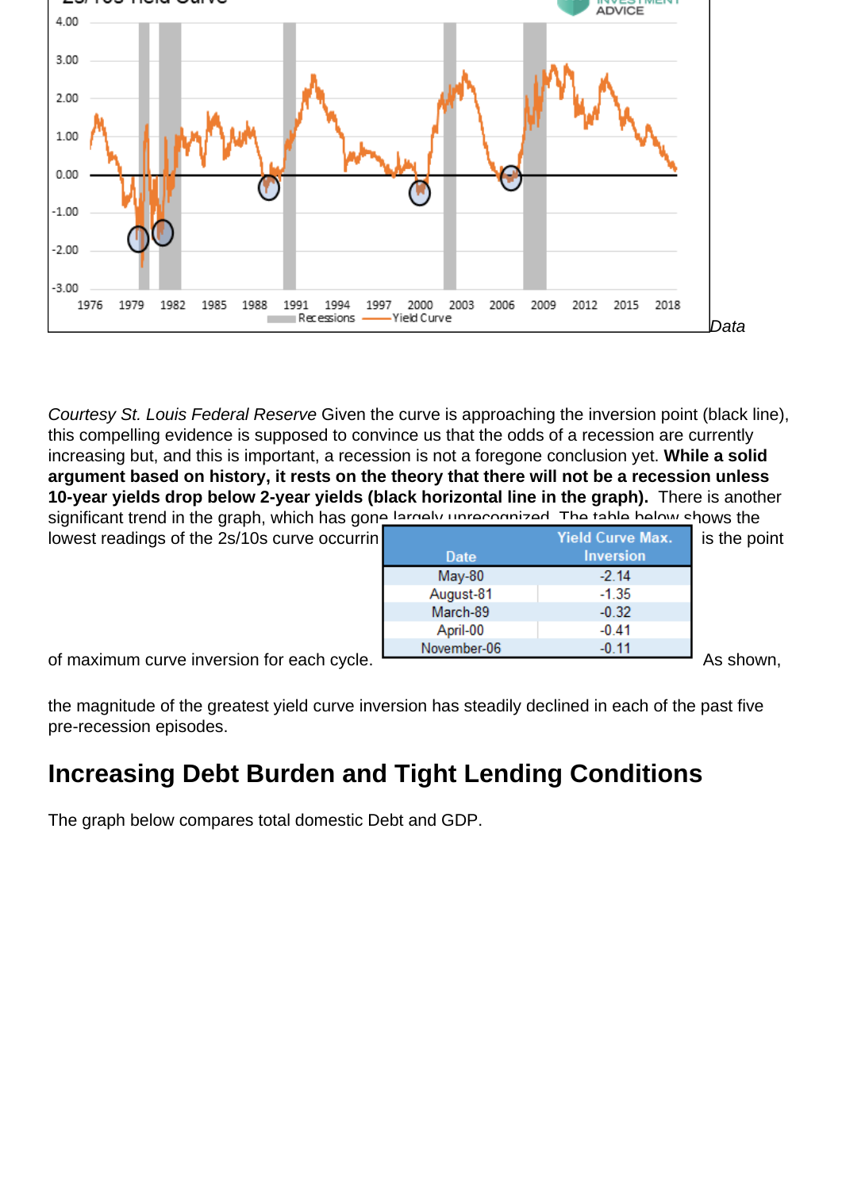*Data Courtesy St. Louis Federal Reserve* Given the curve is approaching the inversion point (black line), this compelling evidence is supposed to convince us that the odds of a recession are currently increasing but, and this is important, a recession is not a foregone conclusion yet. **While a solid argument based on history, it rests on the theory that there will not be a recession unless 10-year yields drop below 2-year yields (black horizontal line in the graph).** There is another significant trend in the graph, which has gone largely unrecognized. The table below shows the lowest readings of the 2s/10s curve occurring is the point of maximum curve inversion for each cycle.

| Date | Yield Curve Max. Inversion |
|---|---|
| May-80 | -2.14 |
| August-81 | -1.35 |
| March-89 | -0.32 |
| April-00 | -0.41 |
| November-06 | -0.11 |

As shown, the magnitude of the greatest yield curve inversion has steadily declined in each of the past five pre-recession episodes.

## Increasing Debt Burden and Tight Lending Conditions

The graph below compares total domestic Debt and GDP.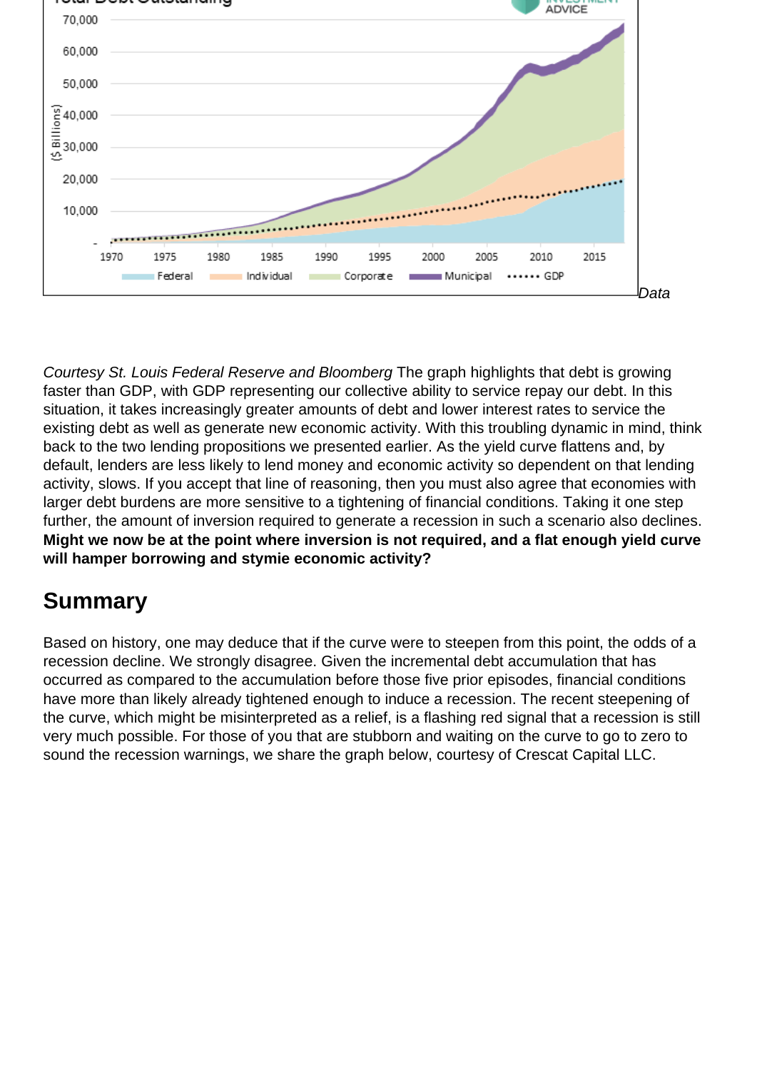*Data Courtesy St. Louis Federal Reserve and Bloomberg* The graph highlights that debt is growing faster than GDP, with GDP representing our collective ability to service repay our debt. In this situation, it takes increasingly greater amounts of debt and lower interest rates to service the existing debt as well as generate new economic activity. With this troubling dynamic in mind, think back to the two lending propositions we presented earlier. As the yield curve flattens and, by default, lenders are less likely to lend money and economic activity so dependent on that lending activity, slows. If you accept that line of reasoning, then you must also agree that economies with larger debt burdens are more sensitive to a tightening of financial conditions. Taking it one step further, the amount of inversion required to generate a recession in such a scenario also declines. **Might we now be at the point where inversion is not required, and a flat enough yield curve will hamper borrowing and stymie economic activity?**

## Summary

Based on history, one may deduce that if the curve were to steepen from this point, the odds of a recession decline. We strongly disagree. Given the incremental debt accumulation that has occurred as compared to the accumulation before those five prior episodes, financial conditions have more than likely already tightened enough to induce a recession. The recent steepening of the curve, which might be misinterpreted as a relief, is a flashing red signal that a recession is still very much possible. For those of you that are stubborn and waiting on the curve to go to zero to sound the recession warnings, we share the graph below, courtesy of Crescat Capital LLC.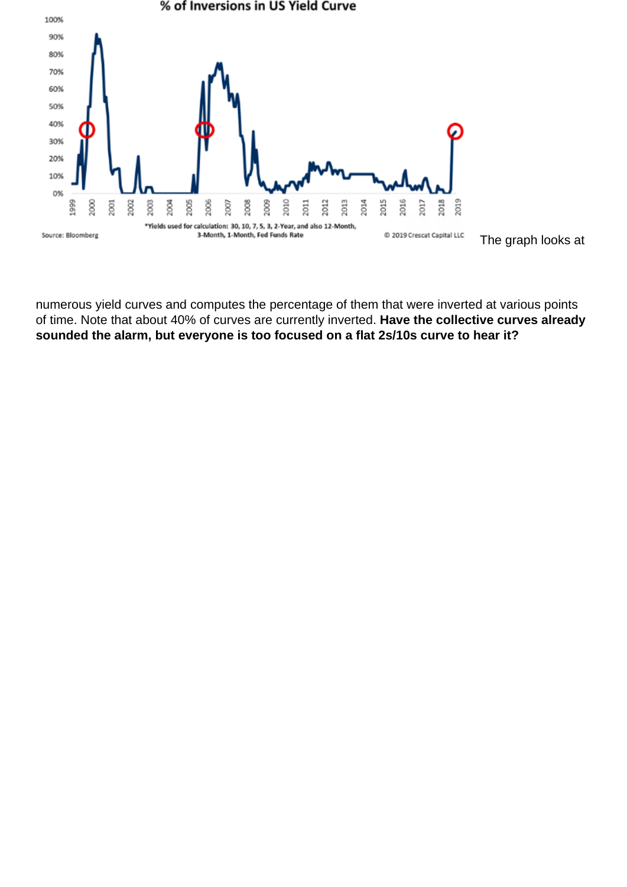% of Inversions in US Yield Curve

100%
90%
80%
70%
60%
50%
40%
30%
20%
10%
0%

1999 2000 2001 2002 2003 2004 2005 2006 2007 2008 2009 2010 2011 2012 2013 2014 2015 2016 2017 2018 2019

Source: Bloomberg

*Yields used for calculation: 30, 10, 7, 5, 3, 2-Year, and also 12-Month, 3-Month, 1-Month, Fed Funds Rate

© 2019 Crescat Capital LLC

The graph looks at numerous yield curves and computes the percentage of them that were inverted at various points of time. Note that about 40% of curves are currently inverted. **Have the collective curves already sounded the alarm, but everyone is too focused on a flat 2s/10s curve to hear it?**